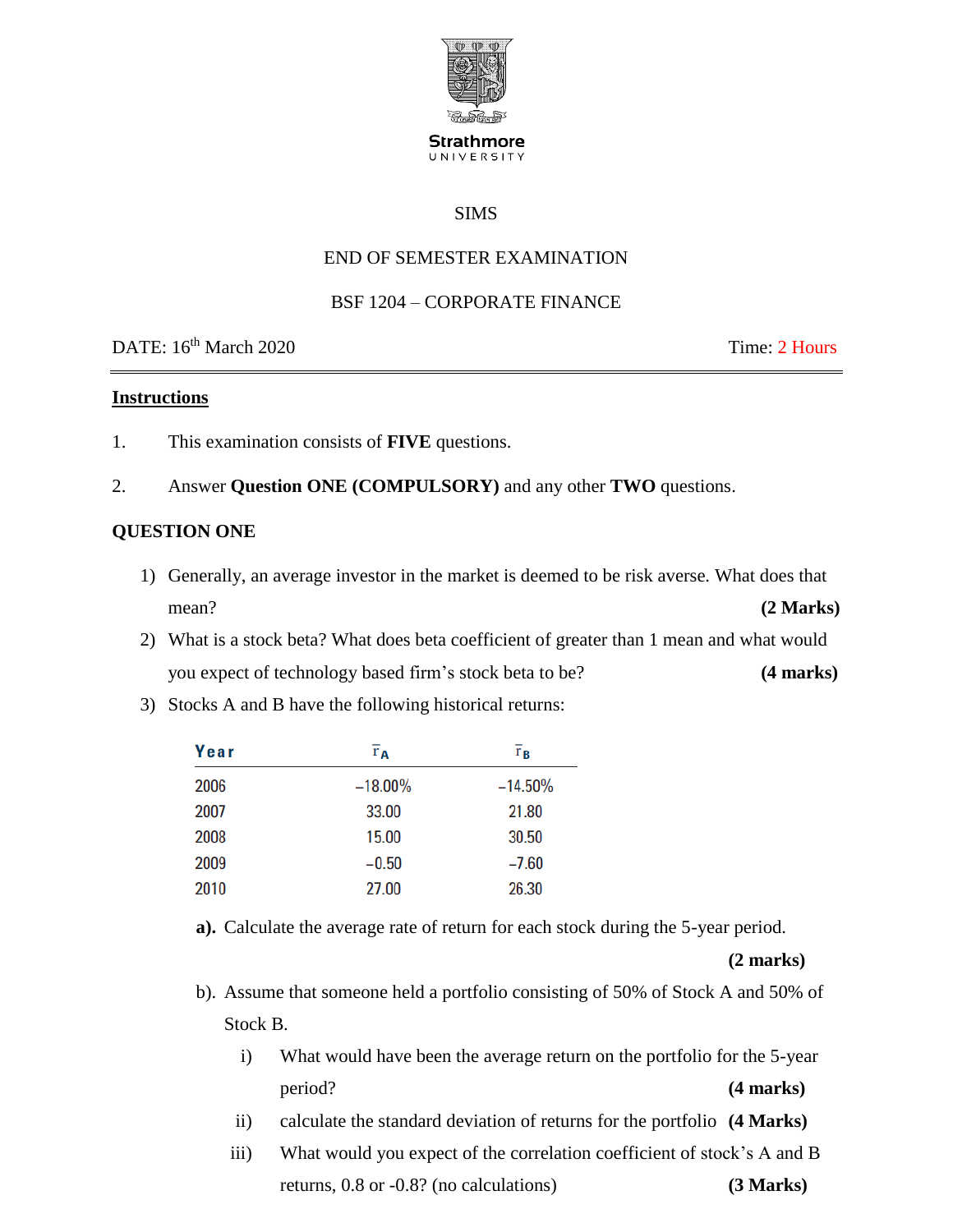Strathmore UNIVERSITY

SIMS

END OF SEMESTER EXAMINATION

BSF 1204 – CORPORATE FINANCE

DATE: 16th March 2020 Time: 2 Hours

**Instructions**

1. This examination consists of **FIVE** questions.
2. Answer **Question ONE (COMPULSORY)** and any other **TWO** questions.

## QUESTION ONE

1) Generally, an average investor in the market is deemed to be risk averse. What does that mean? **(2 Marks)**
2) What is a stock beta? What does beta coefficient of greater than 1 mean and what would you expect of technology based firm's stock beta to be? **(4 marks)**
3) Stocks A and B have the following historical returns:

| Year | $\bar{r}_A$ | $\bar{r}_B$ |
|---|---|---|
| 2006 | −18.00% | −14.50% |
| 2007 | 33.00 | 21.80 |
| 2008 | 15.00 | 30.50 |
| 2009 | −0.50 | −7.60 |
| 2010 | 27.00 | 26.30 |

**a).** Calculate the average rate of return for each stock during the 5-year period. **(2 marks)**

b). Assume that someone held a portfolio consisting of 50% of Stock A and 50% of Stock B.

i) What would have been the average return on the portfolio for the 5-year period? **(4 marks)**

ii) calculate the standard deviation of returns for the portfolio **(4 Marks)**

iii) What would you expect of the correlation coefficient of stock's A and B returns, 0.8 or -0.8? (no calculations) **(3 Marks)**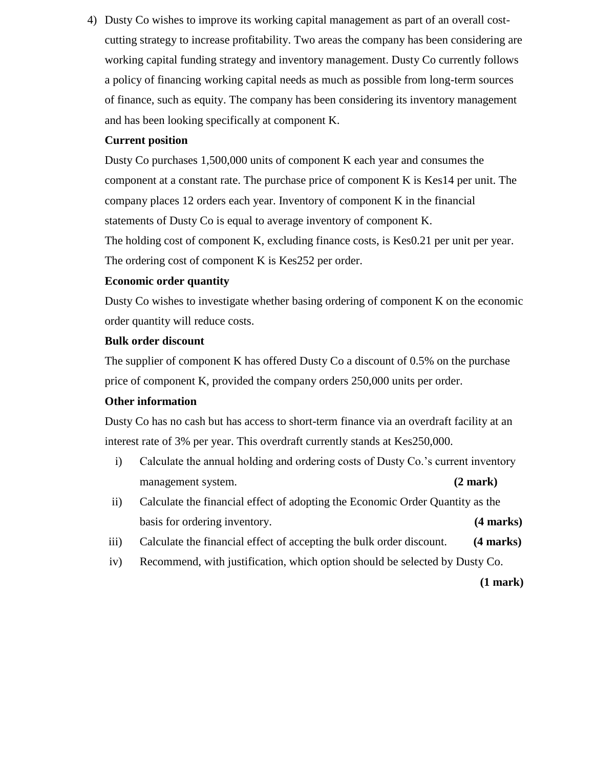4) Dusty Co wishes to improve its working capital management as part of an overall cost-cutting strategy to increase profitability. Two areas the company has been considering are working capital funding strategy and inventory management. Dusty Co currently follows a policy of financing working capital needs as much as possible from long-term sources of finance, such as equity. The company has been considering its inventory management and has been looking specifically at component K.

**Current position**

Dusty Co purchases 1,500,000 units of component K each year and consumes the component at a constant rate. The purchase price of component K is Kes14 per unit. The company places 12 orders each year. Inventory of component K in the financial statements of Dusty Co is equal to average inventory of component K.

The holding cost of component K, excluding finance costs, is Kes0.21 per unit per year. The ordering cost of component K is Kes252 per order.

**Economic order quantity**

Dusty Co wishes to investigate whether basing ordering of component K on the economic order quantity will reduce costs.

**Bulk order discount**

The supplier of component K has offered Dusty Co a discount of 0.5% on the purchase price of component K, provided the company orders 250,000 units per order.

**Other information**

Dusty Co has no cash but has access to short-term finance via an overdraft facility at an interest rate of 3% per year. This overdraft currently stands at Kes250,000.

i) Calculate the annual holding and ordering costs of Dusty Co.'s current inventory management system. **(2 mark)**

ii) Calculate the financial effect of adopting the Economic Order Quantity as the basis for ordering inventory. **(4 marks)**

iii) Calculate the financial effect of accepting the bulk order discount. **(4 marks)**

iv) Recommend, with justification, which option should be selected by Dusty Co. **(1 mark)**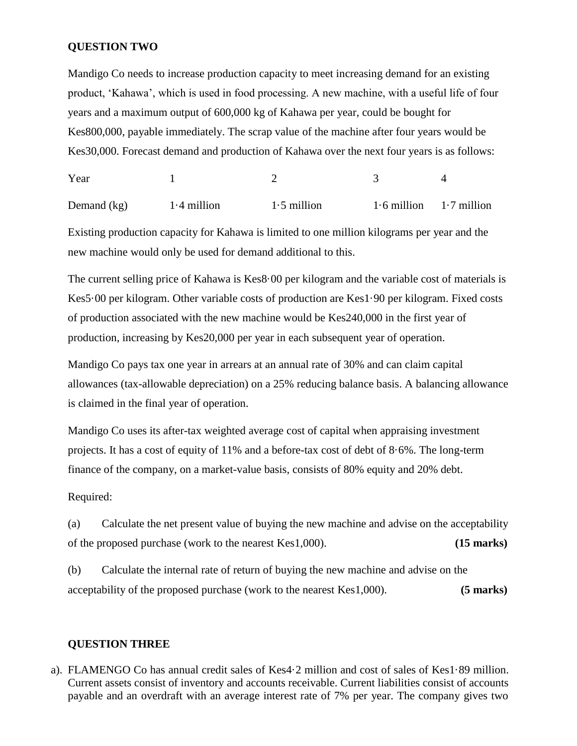## QUESTION TWO

Mandigo Co needs to increase production capacity to meet increasing demand for an existing product, 'Kahawa', which is used in food processing. A new machine, with a useful life of four years and a maximum output of 600,000 kg of Kahawa per year, could be bought for Kes800,000, payable immediately. The scrap value of the machine after four years would be Kes30,000. Forecast demand and production of Kahawa over the next four years is as follows:

| Year | 1 | 2 | 3 | 4 |
|---|---|---|---|---|
| Demand (kg) | 1·4 million | 1·5 million | 1·6 million | 1·7 million |

Existing production capacity for Kahawa is limited to one million kilograms per year and the new machine would only be used for demand additional to this.

The current selling price of Kahawa is Kes8·00 per kilogram and the variable cost of materials is Kes5·00 per kilogram. Other variable costs of production are Kes1·90 per kilogram. Fixed costs of production associated with the new machine would be Kes240,000 in the first year of production, increasing by Kes20,000 per year in each subsequent year of operation.

Mandigo Co pays tax one year in arrears at an annual rate of 30% and can claim capital allowances (tax-allowable depreciation) on a 25% reducing balance basis. A balancing allowance is claimed in the final year of operation.

Mandigo Co uses its after-tax weighted average cost of capital when appraising investment projects. It has a cost of equity of 11% and a before-tax cost of debt of 8·6%. The long-term finance of the company, on a market-value basis, consists of 80% equity and 20% debt.

Required:

(a) Calculate the net present value of buying the new machine and advise on the acceptability of the proposed purchase (work to the nearest Kes1,000). **(15 marks)**

(b) Calculate the internal rate of return of buying the new machine and advise on the acceptability of the proposed purchase (work to the nearest Kes1,000). **(5 marks)**

## QUESTION THREE

a). FLAMENGO Co has annual credit sales of Kes4·2 million and cost of sales of Kes1·89 million. Current assets consist of inventory and accounts receivable. Current liabilities consist of accounts payable and an overdraft with an average interest rate of 7% per year. The company gives two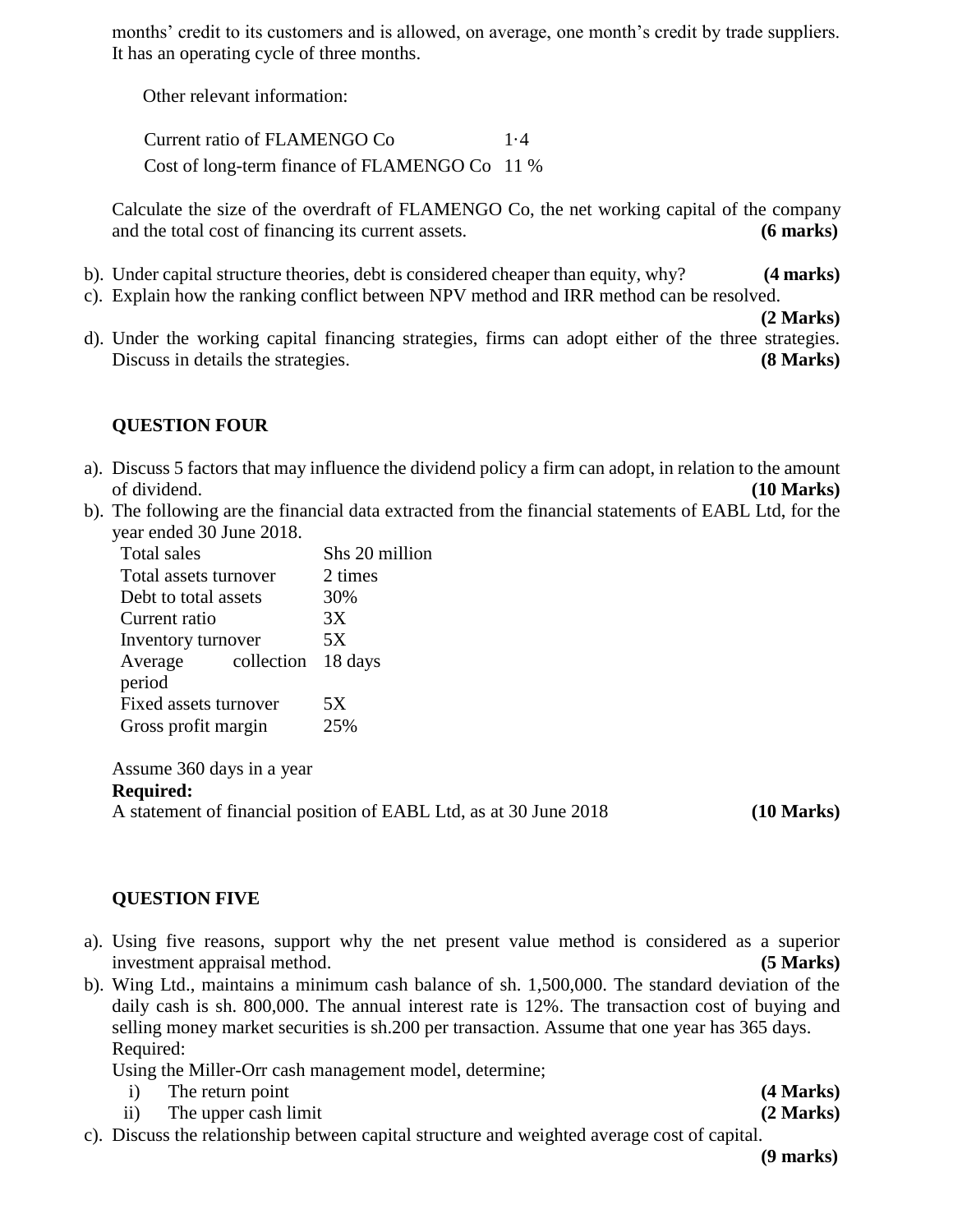months' credit to its customers and is allowed, on average, one month's credit by trade suppliers. It has an operating cycle of three months.

Other relevant information:

| | |
|---|---|
| Current ratio of FLAMENGO Co | 1·4 |
| Cost of long-term finance of FLAMENGO Co | 11 % |

Calculate the size of the overdraft of FLAMENGO Co, the net working capital of the company and the total cost of financing its current assets. **(6 marks)**

b). Under capital structure theories, debt is considered cheaper than equity, why? **(4 marks)**

c). Explain how the ranking conflict between NPV method and IRR method can be resolved. **(2 Marks)**

d). Under the working capital financing strategies, firms can adopt either of the three strategies. Discuss in details the strategies. **(8 Marks)**

**QUESTION FOUR**

a). Discuss 5 factors that may influence the dividend policy a firm can adopt, in relation to the amount of dividend. **(10 Marks)**

b). The following are the financial data extracted from the financial statements of EABL Ltd, for the year ended 30 June 2018.

| | |
|---|---|
| Total sales | Shs 20 million |
| Total assets turnover | 2 times |
| Debt to total assets | 30% |
| Current ratio | 3X |
| Inventory turnover | 5X |
| Average collection period | 18 days |
| Fixed assets turnover | 5X |
| Gross profit margin | 25% |

Assume 360 days in a year

**Required:**

A statement of financial position of EABL Ltd, as at 30 June 2018 **(10 Marks)**

**QUESTION FIVE**

a). Using five reasons, support why the net present value method is considered as a superior investment appraisal method. **(5 Marks)**

b). Wing Ltd., maintains a minimum cash balance of sh. 1,500,000. The standard deviation of the daily cash is sh. 800,000. The annual interest rate is 12%. The transaction cost of buying and selling money market securities is sh.200 per transaction. Assume that one year has 365 days.

Required:

Using the Miller-Orr cash management model, determine;

i) The return point **(4 Marks)**

ii) The upper cash limit **(2 Marks)**

c). Discuss the relationship between capital structure and weighted average cost of capital. **(9 marks)**